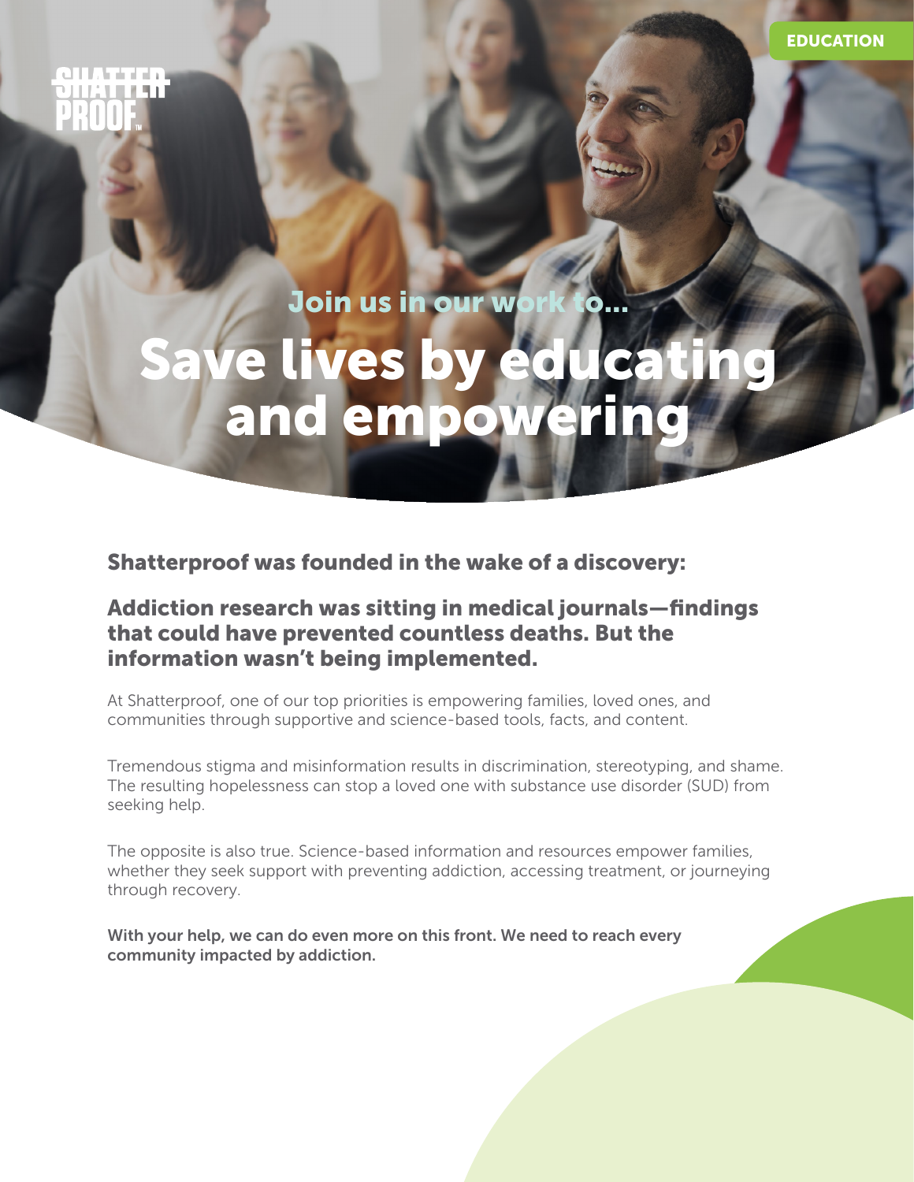SHATTERPROOF

EDUCATION

### Join us in our work to...

# Save lives by educating and empowering

## Shatterproof was founded in the wake of a discovery:

## Addiction research was sitting in medical journals—findings that could have prevented countless deaths. But the information wasn't being implemented.

At Shatterproof, one of our top priorities is empowering families, loved ones, and communities through supportive and science-based tools, facts, and content.

Tremendous stigma and misinformation results in discrimination, stereotyping, and shame. The resulting hopelessness can stop a loved one with substance use disorder (SUD) from seeking help.

The opposite is also true. Science-based information and resources empower families, whether they seek support with preventing addiction, accessing treatment, or journeying through recovery.

**With your help, we can do even more on this front. We need to reach every community impacted by addiction.**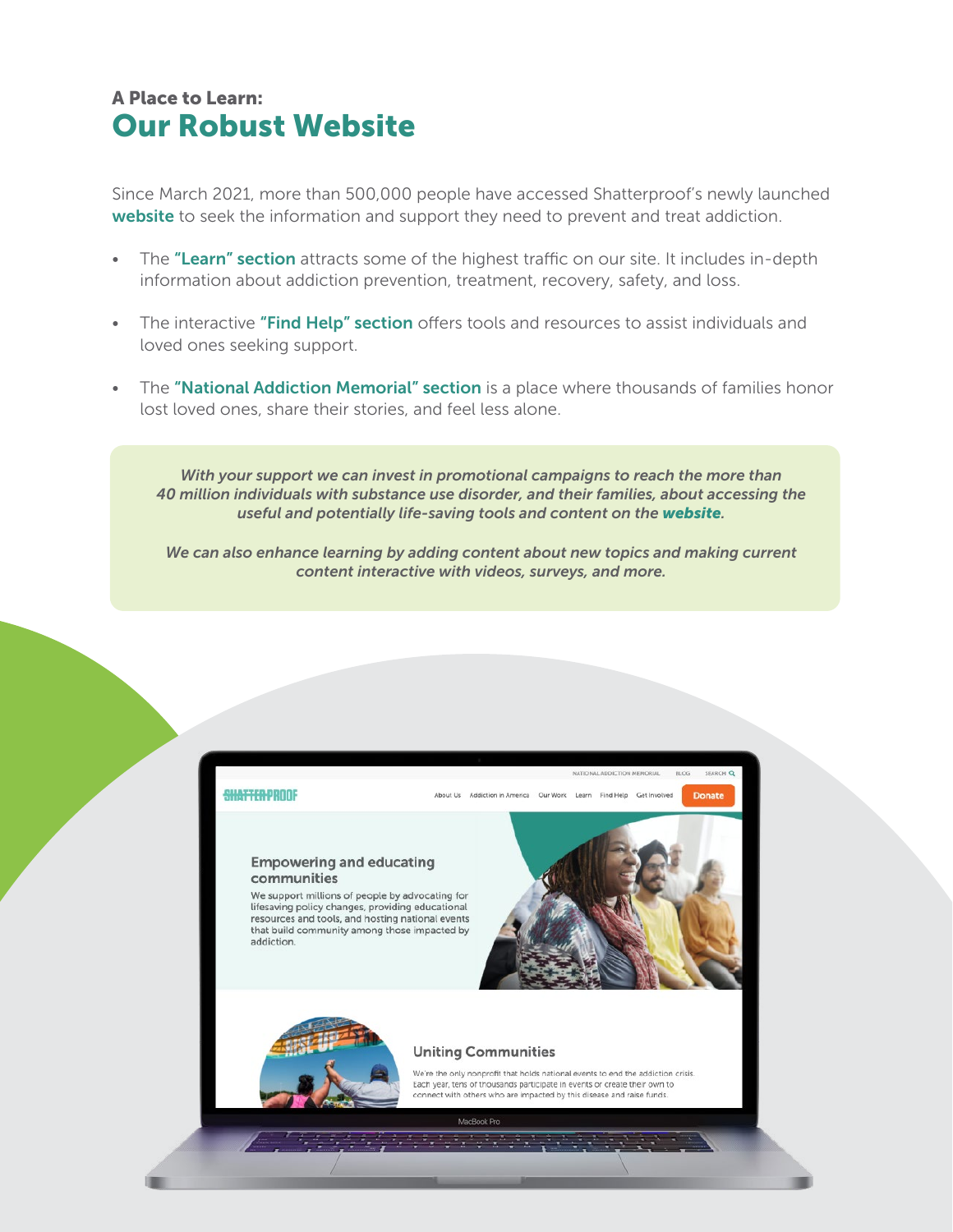## A Place to Learn:
# Our Robust Website

Since March 2021, more than 500,000 people have accessed Shatterproof's newly launched **website** to seek the information and support they need to prevent and treat addiction.

- The **"Learn" section** attracts some of the highest traffic on our site. It includes in-depth information about addiction prevention, treatment, recovery, safety, and loss.
- The interactive **"Find Help" section** offers tools and resources to assist individuals and loved ones seeking support.
- The **"National Addiction Memorial" section** is a place where thousands of families honor lost loved ones, share their stories, and feel less alone.

*With your support we can invest in promotional campaigns to reach the more than 40 million individuals with substance use disorder, and their families, about accessing the useful and potentially life-saving tools and content on the **website**.*

*We can also enhance learning by adding content about new topics and making current content interactive with videos, surveys, and more.*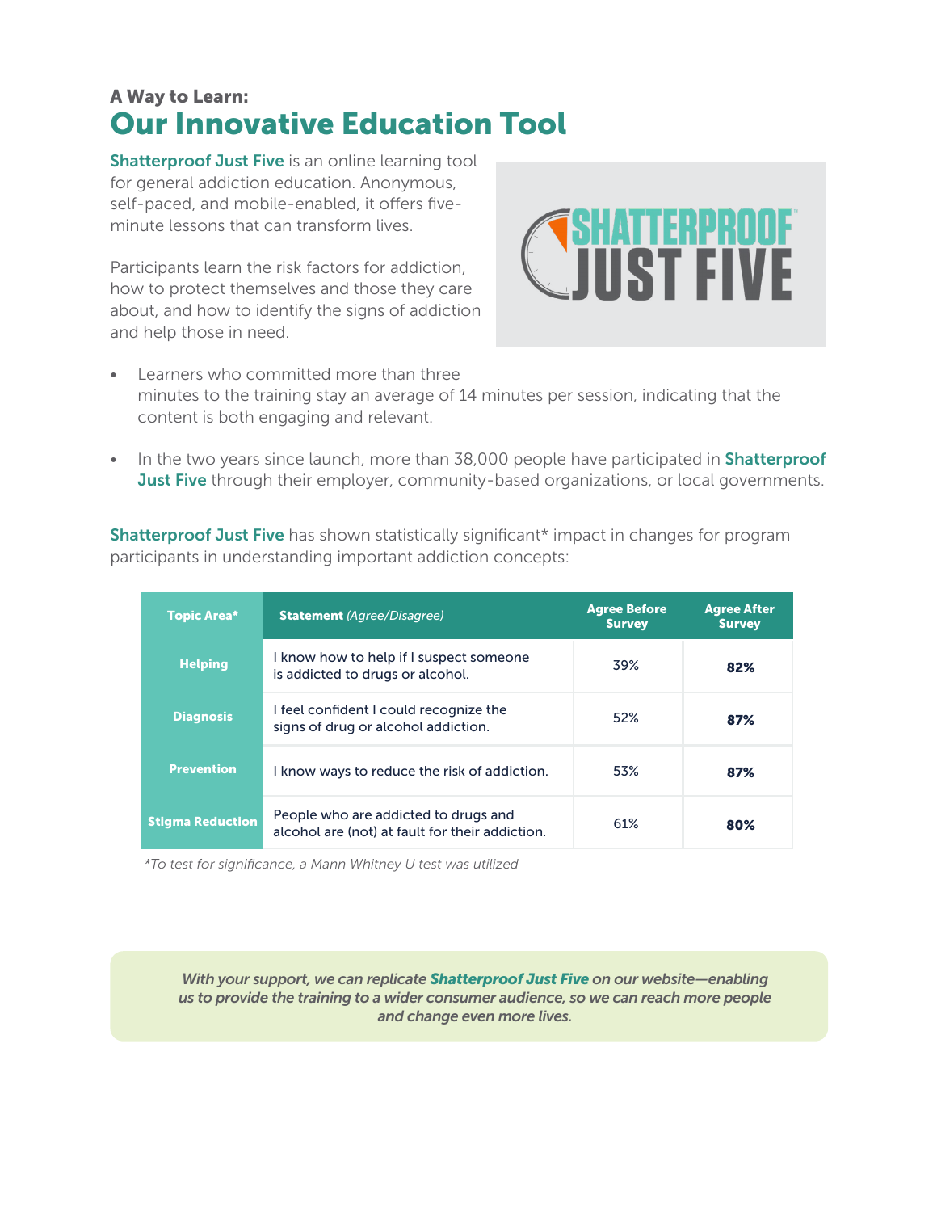### A Way to Learn:

## Our Innovative Education Tool

**Shatterproof Just Five** is an online learning tool for general addiction education. Anonymous, self-paced, and mobile-enabled, it offers five-minute lessons that can transform lives.

Participants learn the risk factors for addiction, how to protect themselves and those they care about, and how to identify the signs of addiction and help those in need.

- Learners who committed more than three minutes to the training stay an average of 14 minutes per session, indicating that the content is both engaging and relevant.
- In the two years since launch, more than 38,000 people have participated in **Shatterproof Just Five** through their employer, community-based organizations, or local governments.

**Shatterproof Just Five** has shown statistically significant* impact in changes for program participants in understanding important addiction concepts:

| Topic Area* | Statement *(Agree/Disagree)* | Agree Before Survey | Agree After Survey |
|---|---|---|---|
| **Helping** | I know how to help if I suspect someone is addicted to drugs or alcohol. | 39% | **82%** |
| **Diagnosis** | I feel confident I could recognize the signs of drug or alcohol addiction. | 52% | **87%** |
| **Prevention** | I know ways to reduce the risk of addiction. | 53% | **87%** |
| **Stigma Reduction** | People who are addicted to drugs and alcohol are (not) at fault for their addiction. | 61% | **80%** |

*\*To test for significance, a Mann Whitney U test was utilized*

*With your support, we can replicate **Shatterproof Just Five** on our website—enabling us to provide the training to a wider consumer audience, so we can reach more people and change even more lives.*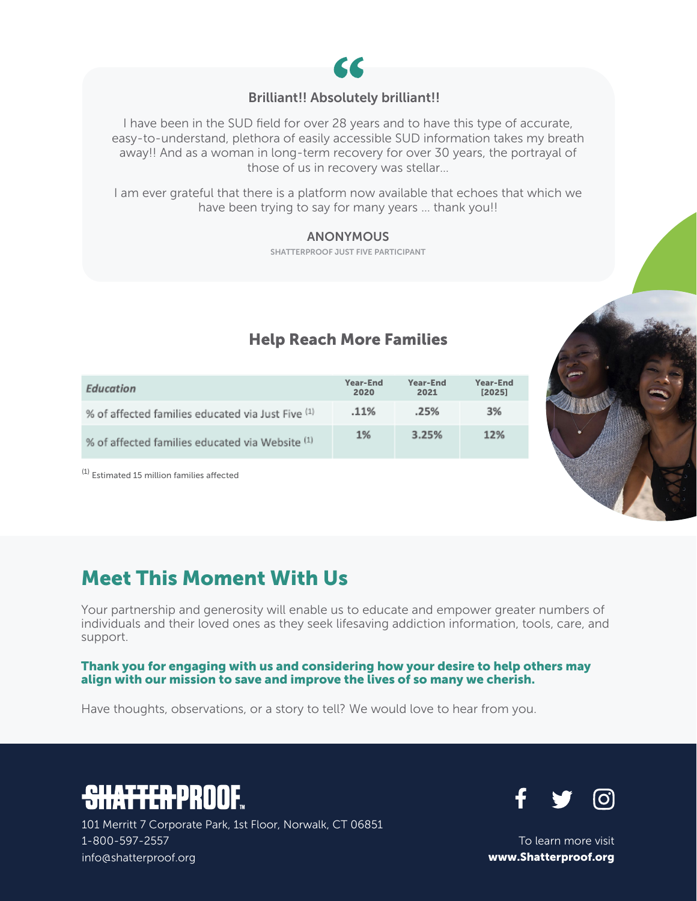**Brilliant!! Absolutely brilliant!!**

I have been in the SUD field for over 28 years and to have this type of accurate, easy-to-understand, plethora of easily accessible SUD information takes my breath away!! And as a woman in long-term recovery for over 30 years, the portrayal of those of us in recovery was stellar...

I am ever grateful that there is a platform now available that echoes that which we have been trying to say for many years ... thank you!!

ANONYMOUS

SHATTERPROOF JUST FIVE PARTICIPANT

## Help Reach More Families

| *Education* | Year-End 2020 | Year-End 2021 | Year-End [2025] |
|---|---|---|---|
| % of affected families educated via Just Five [1] | .11% | .25% | 3% |
| % of affected families educated via Website [1] | 1% | 3.25% | 12% |

[1] Estimated 15 million families affected

## Meet This Moment With Us

Your partnership and generosity will enable us to educate and empower greater numbers of individuals and their loved ones as they seek lifesaving addiction information, tools, care, and support.

**Thank you for engaging with us and considering how your desire to help others may align with our mission to save and improve the lives of so many we cherish.**

Have thoughts, observations, or a story to tell? We would love to hear from you.

SHATTERPROOF

101 Merritt 7 Corporate Park, 1st Floor, Norwalk, CT 06851
1-800-597-2557
info@shatterproof.org

To learn more visit
**www.Shatterproof.org**